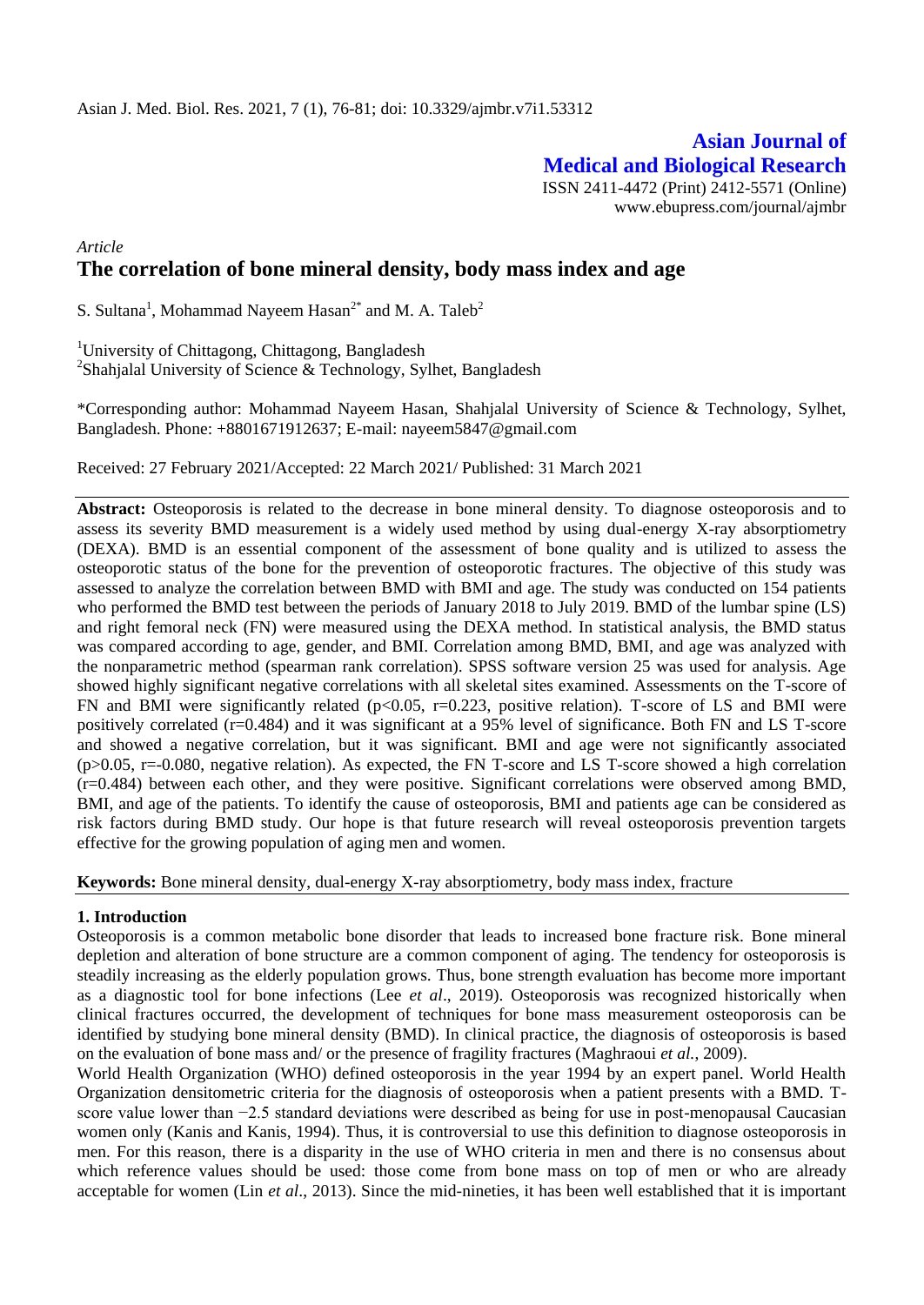Asian J. Med. Biol. Res. 2021, 7 (1), 76-81; doi: 10.3329/ajmbr.v7i1.53312

**Asian Journal of Medical and Biological Research**
ISSN 2411-4472 (Print) 2412-5571 (Online)
www.ebupress.com/journal/ajmbr

*Article*

# The correlation of bone mineral density, body mass index and age

S. Sultana[1], Mohammad Nayeem Hasan[2*] and M. A. Taleb[2]

[1]University of Chittagong, Chittagong, Bangladesh
[2]Shahjalal University of Science & Technology, Sylhet, Bangladesh

*Corresponding author: Mohammad Nayeem Hasan, Shahjalal University of Science & Technology, Sylhet, Bangladesh. Phone: +8801671912637; E-mail: nayeem5847@gmail.com

Received: 27 February 2021/Accepted: 22 March 2021/ Published: 31 March 2021

**Abstract:** Osteoporosis is related to the decrease in bone mineral density. To diagnose osteoporosis and to assess its severity BMD measurement is a widely used method by using dual-energy X-ray absorptiometry (DEXA). BMD is an essential component of the assessment of bone quality and is utilized to assess the osteoporotic status of the bone for the prevention of osteoporotic fractures. The objective of this study was assessed to analyze the correlation between BMD with BMI and age. The study was conducted on 154 patients who performed the BMD test between the periods of January 2018 to July 2019. BMD of the lumbar spine (LS) and right femoral neck (FN) were measured using the DEXA method. In statistical analysis, the BMD status was compared according to age, gender, and BMI. Correlation among BMD, BMI, and age was analyzed with the nonparametric method (spearman rank correlation). SPSS software version 25 was used for analysis. Age showed highly significant negative correlations with all skeletal sites examined. Assessments on the T-score of FN and BMI were significantly related ($p<0.05$, $r=0.223$, positive relation). T-score of LS and BMI were positively correlated ($r=0.484$) and it was significant at a 95% level of significance. Both FN and LS T-score and showed a negative correlation, but it was significant. BMI and age were not significantly associated ($p>0.05$, $r=-0.080$, negative relation). As expected, the FN T-score and LS T-score showed a high correlation ($r=0.484$) between each other, and they were positive. Significant correlations were observed among BMD, BMI, and age of the patients. To identify the cause of osteoporosis, BMI and patients age can be considered as risk factors during BMD study. Our hope is that future research will reveal osteoporosis prevention targets effective for the growing population of aging men and women.

**Keywords:** Bone mineral density, dual-energy X-ray absorptiometry, body mass index, fracture

## 1. Introduction

Osteoporosis is a common metabolic bone disorder that leads to increased bone fracture risk. Bone mineral depletion and alteration of bone structure are a common component of aging. The tendency for osteoporosis is steadily increasing as the elderly population grows. Thus, bone strength evaluation has become more important as a diagnostic tool for bone infections (Lee *et al*., 2019). Osteoporosis was recognized historically when clinical fractures occurred, the development of techniques for bone mass measurement osteoporosis can be identified by studying bone mineral density (BMD). In clinical practice, the diagnosis of osteoporosis is based on the evaluation of bone mass and/ or the presence of fragility fractures (Maghraoui *et al.*, 2009).

World Health Organization (WHO) defined osteoporosis in the year 1994 by an expert panel. World Health Organization densitometric criteria for the diagnosis of osteoporosis when a patient presents with a BMD. T-score value lower than −2.5 standard deviations were described as being for use in post-menopausal Caucasian women only (Kanis and Kanis, 1994). Thus, it is controversial to use this definition to diagnose osteoporosis in men. For this reason, there is a disparity in the use of WHO criteria in men and there is no consensus about which reference values should be used: those come from bone mass on top of men or who are already acceptable for women (Lin *et al*., 2013). Since the mid-nineties, it has been well established that it is important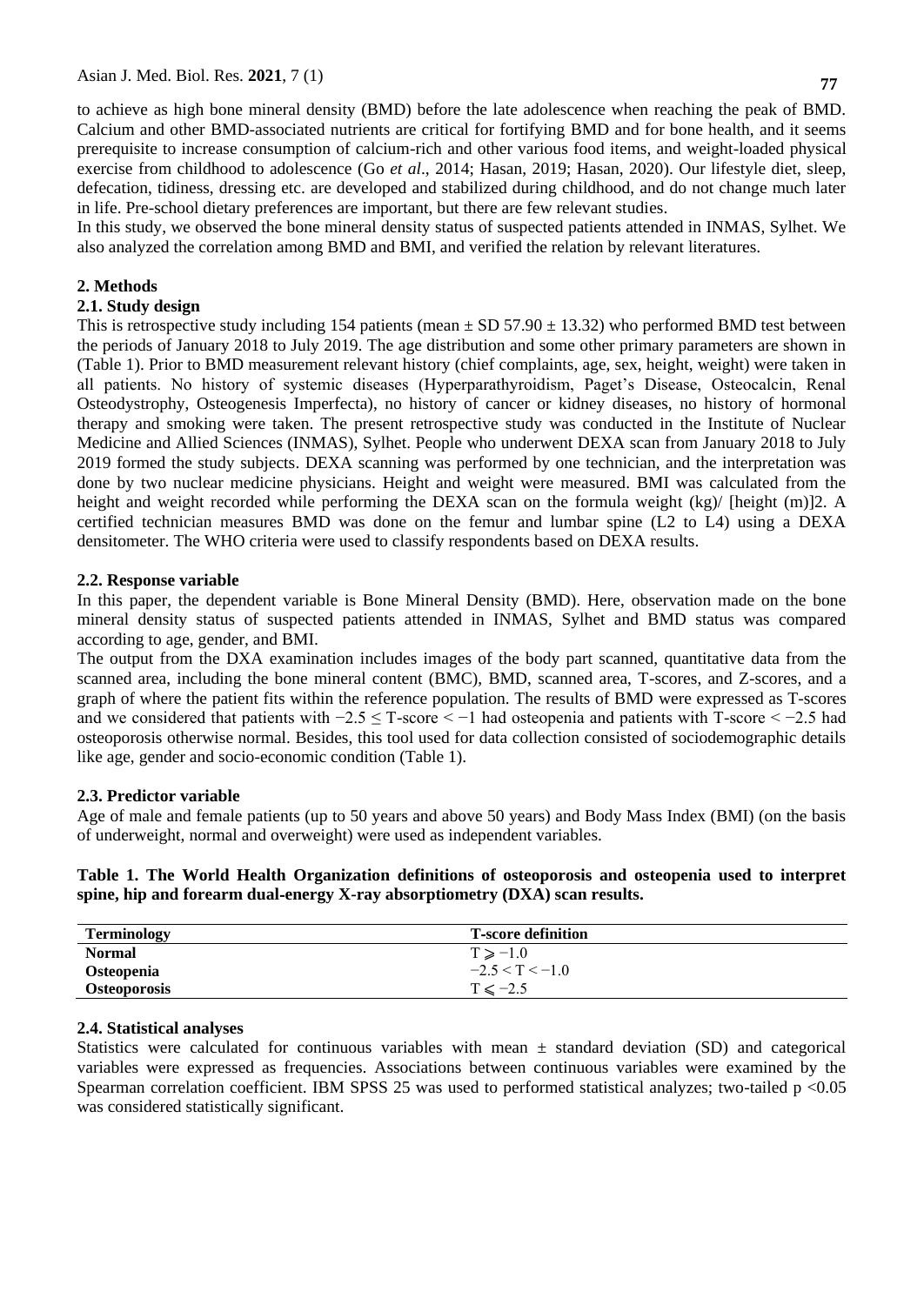to achieve as high bone mineral density (BMD) before the late adolescence when reaching the peak of BMD. Calcium and other BMD-associated nutrients are critical for fortifying BMD and for bone health, and it seems prerequisite to increase consumption of calcium-rich and other various food items, and weight-loaded physical exercise from childhood to adolescence (Go *et al*., 2014; Hasan, 2019; Hasan, 2020). Our lifestyle diet, sleep, defecation, tidiness, dressing etc. are developed and stabilized during childhood, and do not change much later in life. Pre-school dietary preferences are important, but there are few relevant studies.

In this study, we observed the bone mineral density status of suspected patients attended in INMAS, Sylhet. We also analyzed the correlation among BMD and BMI, and verified the relation by relevant literatures.

## 2. Methods

### 2.1. Study design

This is retrospective study including 154 patients (mean ± SD 57.90 ± 13.32) who performed BMD test between the periods of January 2018 to July 2019. The age distribution and some other primary parameters are shown in (Table 1). Prior to BMD measurement relevant history (chief complaints, age, sex, height, weight) were taken in all patients. No history of systemic diseases (Hyperparathyroidism, Paget's Disease, Osteocalcin, Renal Osteodystrophy, Osteogenesis Imperfecta), no history of cancer or kidney diseases, no history of hormonal therapy and smoking were taken. The present retrospective study was conducted in the Institute of Nuclear Medicine and Allied Sciences (INMAS), Sylhet. People who underwent DEXA scan from January 2018 to July 2019 formed the study subjects. DEXA scanning was performed by one technician, and the interpretation was done by two nuclear medicine physicians. Height and weight were measured. BMI was calculated from the height and weight recorded while performing the DEXA scan on the formula weight (kg)/ [height (m)]2. A certified technician measures BMD was done on the femur and lumbar spine (L2 to L4) using a DEXA densitometer. The WHO criteria were used to classify respondents based on DEXA results.

### 2.2. Response variable

In this paper, the dependent variable is Bone Mineral Density (BMD). Here, observation made on the bone mineral density status of suspected patients attended in INMAS, Sylhet and BMD status was compared according to age, gender, and BMI.

The output from the DXA examination includes images of the body part scanned, quantitative data from the scanned area, including the bone mineral content (BMC), BMD, scanned area, T-scores, and Z-scores, and a graph of where the patient fits within the reference population. The results of BMD were expressed as T-scores and we considered that patients with $-2.5 \leq$ T-score $< -1$ had osteopenia and patients with T-score $< -2.5$ had osteoporosis otherwise normal. Besides, this tool used for data collection consisted of sociodemographic details like age, gender and socio-economic condition (Table 1).

### 2.3. Predictor variable

Age of male and female patients (up to 50 years and above 50 years) and Body Mass Index (BMI) (on the basis of underweight, normal and overweight) were used as independent variables.

**Table 1. The World Health Organization definitions of osteoporosis and osteopenia used to interpret spine, hip and forearm dual-energy X-ray absorptiometry (DXA) scan results.**

| Terminology | T-score definition |
|---|---|
| **Normal** | $T \geqslant -1.0$ |
| **Osteopenia** | $-2.5 < T < -1.0$ |
| **Osteoporosis** | $T \leqslant -2.5$ |

### 2.4. Statistical analyses

Statistics were calculated for continuous variables with mean ± standard deviation (SD) and categorical variables were expressed as frequencies. Associations between continuous variables were examined by the Spearman correlation coefficient. IBM SPSS 25 was used to performed statistical analyzes; two-tailed $p < 0.05$ was considered statistically significant.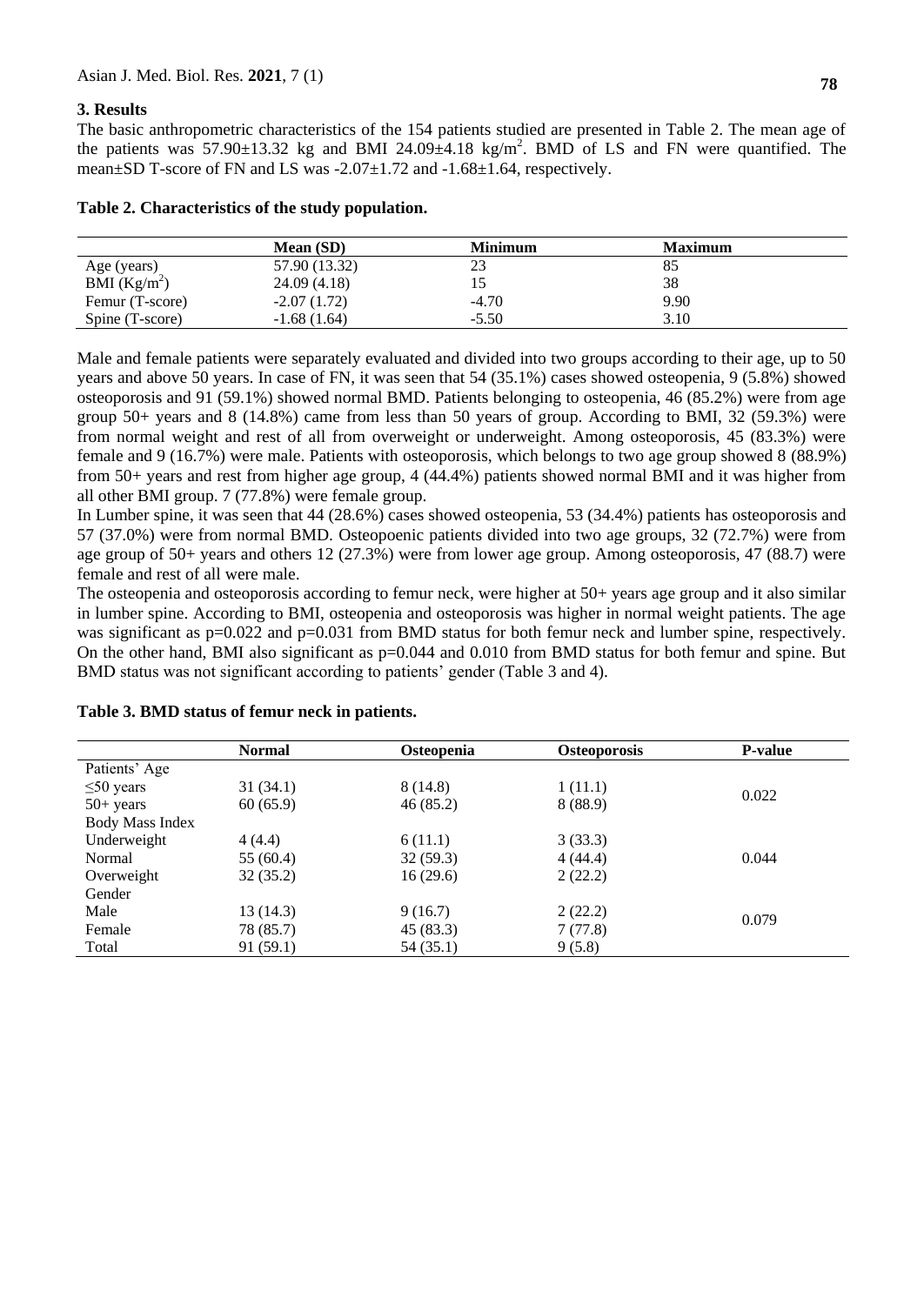## 3. Results

The basic anthropometric characteristics of the 154 patients studied are presented in Table 2. The mean age of the patients was 57.90±13.32 kg and BMI 24.09±4.18 kg/m$^2$. BMD of LS and FN were quantified. The mean±SD T-score of FN and LS was -2.07±1.72 and -1.68±1.64, respectively.

**Table 2. Characteristics of the study population.**

| | Mean (SD) | Minimum | Maximum |
|---|---|---|---|
| Age (years) | 57.90 (13.32) | 23 | 85 |
| BMI (Kg/m$^2$) | 24.09 (4.18) | 15 | 38 |
| Femur (T-score) | -2.07 (1.72) | -4.70 | 9.90 |
| Spine (T-score) | -1.68 (1.64) | -5.50 | 3.10 |

Male and female patients were separately evaluated and divided into two groups according to their age, up to 50 years and above 50 years. In case of FN, it was seen that 54 (35.1%) cases showed osteopenia, 9 (5.8%) showed osteoporosis and 91 (59.1%) showed normal BMD. Patients belonging to osteopenia, 46 (85.2%) were from age group 50+ years and 8 (14.8%) came from less than 50 years of group. According to BMI, 32 (59.3%) were from normal weight and rest of all from overweight or underweight. Among osteoporosis, 45 (83.3%) were female and 9 (16.7%) were male. Patients with osteoporosis, which belongs to two age group showed 8 (88.9%) from 50+ years and rest from higher age group, 4 (44.4%) patients showed normal BMI and it was higher from all other BMI group. 7 (77.8%) were female group.

In Lumber spine, it was seen that 44 (28.6%) cases showed osteopenia, 53 (34.4%) patients has osteoporosis and 57 (37.0%) were from normal BMD. Osteopoenic patients divided into two age groups, 32 (72.7%) were from age group of 50+ years and others 12 (27.3%) were from lower age group. Among osteoporosis, 47 (88.7) were female and rest of all were male.

The osteopenia and osteoporosis according to femur neck, were higher at 50+ years age group and it also similar in lumber spine. According to BMI, osteopenia and osteoporosis was higher in normal weight patients. The age was significant as p=0.022 and p=0.031 from BMD status for both femur neck and lumber spine, respectively. On the other hand, BMI also significant as p=0.044 and 0.010 from BMD status for both femur and spine. But BMD status was not significant according to patients' gender (Table 3 and 4).

**Table 3. BMD status of femur neck in patients.**

| | Normal | Osteopenia | Osteoporosis | P-value |
|---|---|---|---|---|
| Patients' Age | | | | |
| ≤50 years | 31 (34.1) | 8 (14.8) | 1 (11.1) | 0.022 |
| 50+ years | 60 (65.9) | 46 (85.2) | 8 (88.9) | |
| Body Mass Index | | | | |
| Underweight | 4 (4.4) | 6 (11.1) | 3 (33.3) | |
| Normal | 55 (60.4) | 32 (59.3) | 4 (44.4) | 0.044 |
| Overweight | 32 (35.2) | 16 (29.6) | 2 (22.2) | |
| Gender | | | | |
| Male | 13 (14.3) | 9 (16.7) | 2 (22.2) | 0.079 |
| Female | 78 (85.7) | 45 (83.3) | 7 (77.8) | |
| Total | 91 (59.1) | 54 (35.1) | 9 (5.8) | |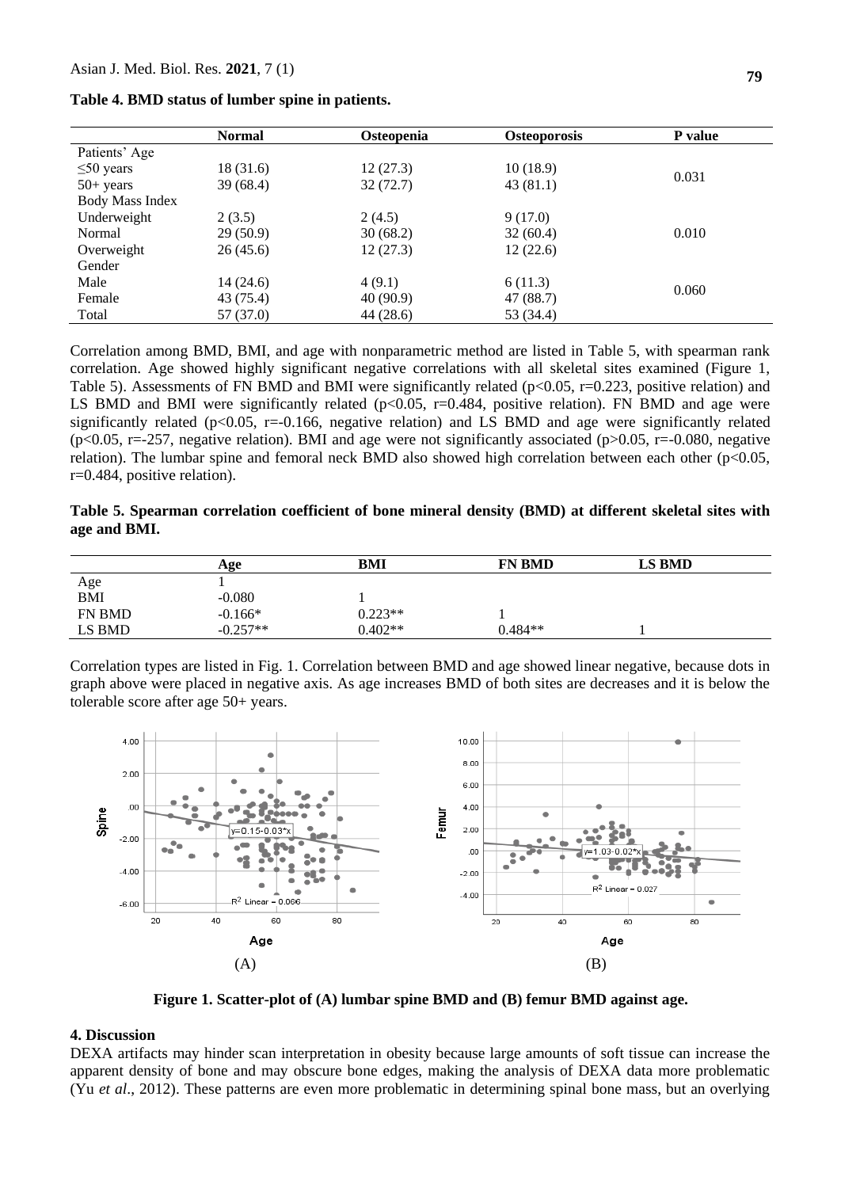**Table 4. BMD status of lumber spine in patients.**

| | Normal | Osteopenia | Osteoporosis | P value |
|---|---|---|---|---|
| Patients' Age | | | | |
| ≤50 years | 18 (31.6) | 12 (27.3) | 10 (18.9) | 0.031 |
| 50+ years | 39 (68.4) | 32 (72.7) | 43 (81.1) | |
| Body Mass Index | | | | |
| Underweight | 2 (3.5) | 2 (4.5) | 9 (17.0) | |
| Normal | 29 (50.9) | 30 (68.2) | 32 (60.4) | 0.010 |
| Overweight | 26 (45.6) | 12 (27.3) | 12 (22.6) | |
| Gender | | | | |
| Male | 14 (24.6) | 4 (9.1) | 6 (11.3) | 0.060 |
| Female | 43 (75.4) | 40 (90.9) | 47 (88.7) | |
| Total | 57 (37.0) | 44 (28.6) | 53 (34.4) | |

Correlation among BMD, BMI, and age with nonparametric method are listed in Table 5, with spearman rank correlation. Age showed highly significant negative correlations with all skeletal sites examined (Figure 1, Table 5). Assessments of FN BMD and BMI were significantly related ($p<0.05$, $r=0.223$, positive relation) and LS BMD and BMI were significantly related ($p<0.05$, $r=0.484$, positive relation). FN BMD and age were significantly related ($p<0.05$, $r=-0.166$, negative relation) and LS BMD and age were significantly related ($p<0.05$, r=-257, negative relation). BMI and age were not significantly associated ($p>0.05$, $r=-0.080$, negative relation). The lumbar spine and femoral neck BMD also showed high correlation between each other ($p<0.05$, $r=0.484$, positive relation).

**Table 5. Spearman correlation coefficient of bone mineral density (BMD) at different skeletal sites with age and BMI.**

| | Age | BMI | FN BMD | LS BMD |
|---|---|---|---|---|
| Age | 1 | | | |
| BMI | -0.080 | 1 | | |
| FN BMD | -0.166* | 0.223** | 1 | |
| LS BMD | -0.257** | 0.402** | 0.484** | 1 |

Correlation types are listed in Fig. 1. Correlation between BMD and age showed linear negative, because dots in graph above were placed in negative axis. As age increases BMD of both sites are decreases and it is below the tolerable score after age 50+ years.

**Figure 1. Scatter-plot of (A) lumbar spine BMD and (B) femur BMD against age.**

## 4. Discussion

DEXA artifacts may hinder scan interpretation in obesity because large amounts of soft tissue can increase the apparent density of bone and may obscure bone edges, making the analysis of DEXA data more problematic (Yu *et al*., 2012). These patterns are even more problematic in determining spinal bone mass, but an overlying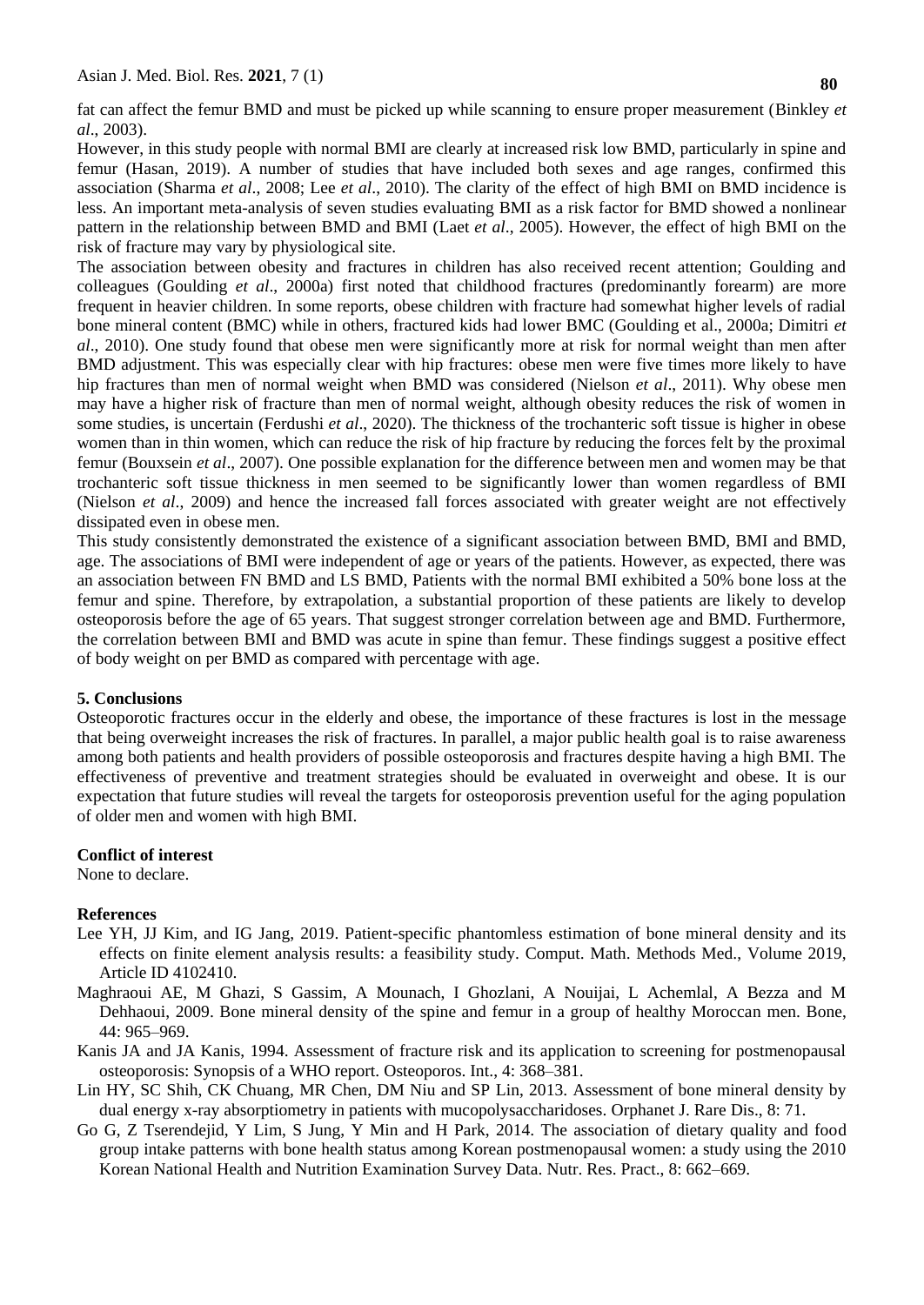fat can affect the femur BMD and must be picked up while scanning to ensure proper measurement (Binkley *et al*., 2003).

However, in this study people with normal BMI are clearly at increased risk low BMD, particularly in spine and femur (Hasan, 2019). A number of studies that have included both sexes and age ranges, confirmed this association (Sharma *et al*., 2008; Lee *et al*., 2010). The clarity of the effect of high BMI on BMD incidence is less. An important meta-analysis of seven studies evaluating BMI as a risk factor for BMD showed a nonlinear pattern in the relationship between BMD and BMI (Laet *et al*., 2005). However, the effect of high BMI on the risk of fracture may vary by physiological site.

The association between obesity and fractures in children has also received recent attention; Goulding and colleagues (Goulding *et al*., 2000a) first noted that childhood fractures (predominantly forearm) are more frequent in heavier children. In some reports, obese children with fracture had somewhat higher levels of radial bone mineral content (BMC) while in others, fractured kids had lower BMC (Goulding et al., 2000a; Dimitri *et al*., 2010). One study found that obese men were significantly more at risk for normal weight than men after BMD adjustment. This was especially clear with hip fractures: obese men were five times more likely to have hip fractures than men of normal weight when BMD was considered (Nielson *et al*., 2011). Why obese men may have a higher risk of fracture than men of normal weight, although obesity reduces the risk of women in some studies, is uncertain (Ferdushi *et al*., 2020). The thickness of the trochanteric soft tissue is higher in obese women than in thin women, which can reduce the risk of hip fracture by reducing the forces felt by the proximal femur (Bouxsein *et al*., 2007). One possible explanation for the difference between men and women may be that trochanteric soft tissue thickness in men seemed to be significantly lower than women regardless of BMI (Nielson *et al*., 2009) and hence the increased fall forces associated with greater weight are not effectively dissipated even in obese men.

This study consistently demonstrated the existence of a significant association between BMD, BMI and BMD, age. The associations of BMI were independent of age or years of the patients. However, as expected, there was an association between FN BMD and LS BMD, Patients with the normal BMI exhibited a 50% bone loss at the femur and spine. Therefore, by extrapolation, a substantial proportion of these patients are likely to develop osteoporosis before the age of 65 years. That suggest stronger correlation between age and BMD. Furthermore, the correlation between BMI and BMD was acute in spine than femur. These findings suggest a positive effect of body weight on per BMD as compared with percentage with age.

## 5. Conclusions

Osteoporotic fractures occur in the elderly and obese, the importance of these fractures is lost in the message that being overweight increases the risk of fractures. In parallel, a major public health goal is to raise awareness among both patients and health providers of possible osteoporosis and fractures despite having a high BMI. The effectiveness of preventive and treatment strategies should be evaluated in overweight and obese. It is our expectation that future studies will reveal the targets for osteoporosis prevention useful for the aging population of older men and women with high BMI.

## Conflict of interest

None to declare.

## References

Lee YH, JJ Kim, and IG Jang, 2019. Patient-specific phantomless estimation of bone mineral density and its effects on finite element analysis results: a feasibility study. Comput. Math. Methods Med., Volume 2019, Article ID 4102410.

Maghraoui AE, M Ghazi, S Gassim, A Mounach, I Ghozlani, A Nouijai, L Achemlal, A Bezza and M Dehhaoui, 2009. Bone mineral density of the spine and femur in a group of healthy Moroccan men. Bone, 44: 965–969.

Kanis JA and JA Kanis, 1994. Assessment of fracture risk and its application to screening for postmenopausal osteoporosis: Synopsis of a WHO report. Osteoporos. Int., 4: 368–381.

Lin HY, SC Shih, CK Chuang, MR Chen, DM Niu and SP Lin, 2013. Assessment of bone mineral density by dual energy x-ray absorptiometry in patients with mucopolysaccharidoses. Orphanet J. Rare Dis., 8: 71.

Go G, Z Tserendejid, Y Lim, S Jung, Y Min and H Park, 2014. The association of dietary quality and food group intake patterns with bone health status among Korean postmenopausal women: a study using the 2010 Korean National Health and Nutrition Examination Survey Data. Nutr. Res. Pract., 8: 662–669.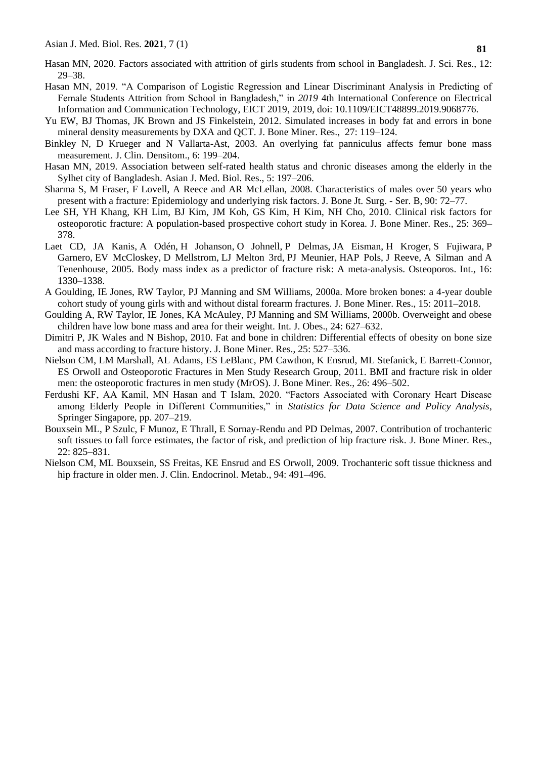Hasan MN, 2020. Factors associated with attrition of girls students from school in Bangladesh. J. Sci. Res., 12: 29–38.

Hasan MN, 2019. "A Comparison of Logistic Regression and Linear Discriminant Analysis in Predicting of Female Students Attrition from School in Bangladesh," in *2019* 4th International Conference on Electrical Information and Communication Technology, EICT 2019, 2019, doi: 10.1109/EICT48899.2019.9068776.

Yu EW, BJ Thomas, JK Brown and JS Finkelstein, 2012. Simulated increases in body fat and errors in bone mineral density measurements by DXA and QCT. J. Bone Miner. Res., 27: 119–124.

Binkley N, D Krueger and N Vallarta-Ast, 2003. An overlying fat panniculus affects femur bone mass measurement. J. Clin. Densitom., 6: 199–204.

Hasan MN, 2019. Association between self-rated health status and chronic diseases among the elderly in the Sylhet city of Bangladesh. Asian J. Med. Biol. Res., 5: 197–206.

Sharma S, M Fraser, F Lovell, A Reece and AR McLellan, 2008. Characteristics of males over 50 years who present with a fracture: Epidemiology and underlying risk factors. J. Bone Jt. Surg. - Ser. B, 90: 72–77.

Lee SH, YH Khang, KH Lim, BJ Kim, JM Koh, GS Kim, H Kim, NH Cho, 2010. Clinical risk factors for osteoporotic fracture: A population-based prospective cohort study in Korea. J. Bone Miner. Res., 25: 369–378.

Laet CD, JA Kanis, A Odén, H Johanson, O Johnell, P Delmas, JA Eisman, H Kroger, S Fujiwara, P Garnero, EV McCloskey, D Mellstrom, LJ Melton 3rd, PJ Meunier, HAP Pols, J Reeve, A Silman and A Tenenhouse, 2005. Body mass index as a predictor of fracture risk: A meta-analysis. Osteoporos. Int., 16: 1330–1338.

A Goulding, IE Jones, RW Taylor, PJ Manning and SM Williams, 2000a. More broken bones: a 4-year double cohort study of young girls with and without distal forearm fractures. J. Bone Miner. Res., 15: 2011–2018.

Goulding A, RW Taylor, IE Jones, KA McAuley, PJ Manning and SM Williams, 2000b. Overweight and obese children have low bone mass and area for their weight. Int. J. Obes., 24: 627–632.

Dimitri P, JK Wales and N Bishop, 2010. Fat and bone in children: Differential effects of obesity on bone size and mass according to fracture history. J. Bone Miner. Res., 25: 527–536.

Nielson CM, LM Marshall, AL Adams, ES LeBlanc, PM Cawthon, K Ensrud, ML Stefanick, E Barrett-Connor, ES Orwoll and Osteoporotic Fractures in Men Study Research Group, 2011. BMI and fracture risk in older men: the osteoporotic fractures in men study (MrOS). J. Bone Miner. Res., 26: 496–502.

Ferdushi KF, AA Kamil, MN Hasan and T Islam, 2020. "Factors Associated with Coronary Heart Disease among Elderly People in Different Communities," in *Statistics for Data Science and Policy Analysis*, Springer Singapore, pp. 207–219.

Bouxsein ML, P Szulc, F Munoz, E Thrall, E Sornay-Rendu and PD Delmas, 2007. Contribution of trochanteric soft tissues to fall force estimates, the factor of risk, and prediction of hip fracture risk. J. Bone Miner. Res., 22: 825–831.

Nielson CM, ML Bouxsein, SS Freitas, KE Ensrud and ES Orwoll, 2009. Trochanteric soft tissue thickness and hip fracture in older men. J. Clin. Endocrinol. Metab., 94: 491–496.